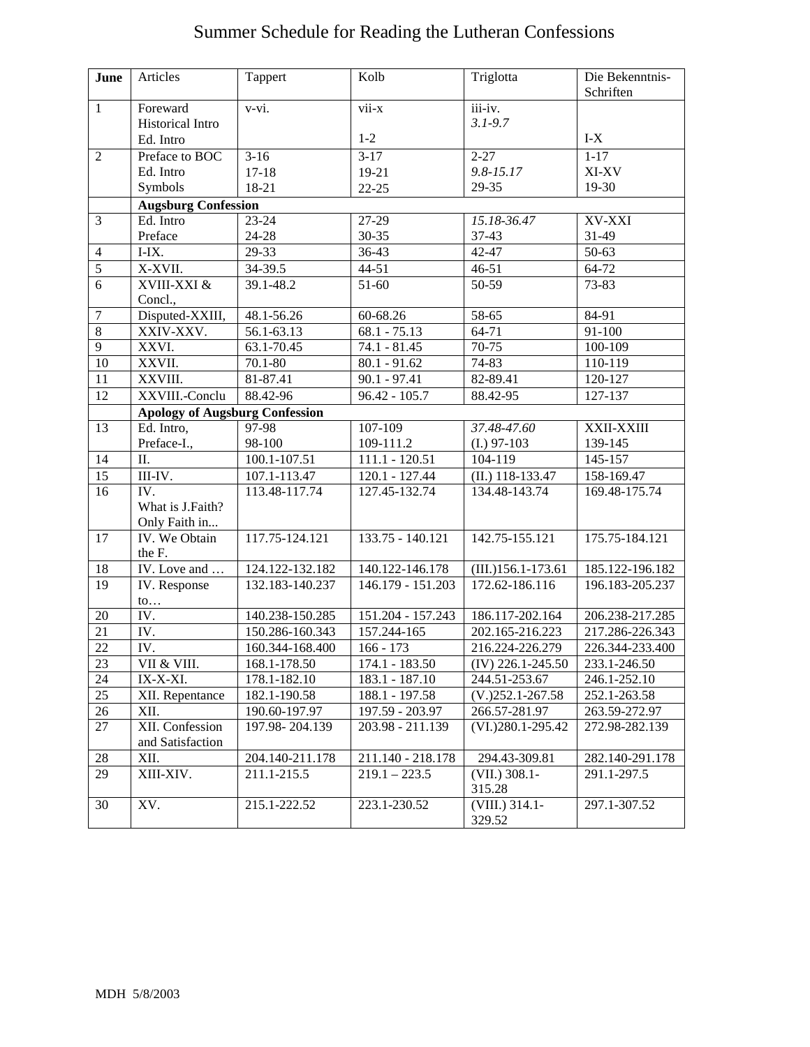# Summer Schedule for Reading the Lutheran Confessions

| June | Articles | Tappert | Kolb | Triglotta | Die Bekenntnis-Schriften |
|---|---|---|---|---|---|
| 1 | Foreward<br>Historical Intro<br>Ed. Intro | v-vi. | vii-x<br><br>1-2 | iii-iv.<br>*3.1-9.7* | <br><br>I-X |
| 2 | Preface to BOC<br>Ed. Intro<br>Symbols | 3-16<br>17-18<br>18-21 | 3-17<br>19-21<br>22-25 | 2-27<br>*9.8-15.17*<br>29-35 | 1-17<br>XI-XV<br>19-30 |
| | **Augsburg Confession** | | | | |
| 3 | Ed. Intro<br>Preface | 23-24<br>24-28 | 27-29<br>30-35 | *15.18-36.47*<br>37-43 | XV-XXI<br>31-49 |
| 4 | I-IX. | 29-33 | 36-43 | 42-47 | 50-63 |
| 5 | X-XVII. | 34-39.5 | 44-51 | 46-51 | 64-72 |
| 6 | XVIII-XXI & Concl., | 39.1-48.2 | 51-60 | 50-59 | 73-83 |
| 7 | Disputed-XXIII, | 48.1-56.26 | 60-68.26 | 58-65 | 84-91 |
| 8 | XXIV-XXV. | 56.1-63.13 | 68.1 - 75.13 | 64-71 | 91-100 |
| 9 | XXVI. | 63.1-70.45 | 74.1 - 81.45 | 70-75 | 100-109 |
| 10 | XXVII. | 70.1-80 | 80.1 - 91.62 | 74-83 | 110-119 |
| 11 | XXVIII. | 81-87.41 | 90.1 - 97.41 | 82-89.41 | 120-127 |
| 12 | XXVIII.-Conclu | 88.42-96 | 96.42 - 105.7 | 88.42-95 | 127-137 |
| | **Apology of Augsburg Confession** | | | | |
| 13 | Ed. Intro,<br>Preface-I., | 97-98<br>98-100 | 107-109<br>109-111.2 | *37.48-47.60*<br>(I.) 97-103 | XXII-XXIII<br>139-145 |
| 14 | II. | 100.1-107.51 | 111.1 - 120.51 | 104-119 | 145-157 |
| 15 | III-IV. | 107.1-113.47 | 120.1 - 127.44 | (II.) 118-133.47 | 158-169.47 |
| 16 | IV.<br>What is J.Faith?<br>Only Faith in... | 113.48-117.74 | 127.45-132.74 | 134.48-143.74 | 169.48-175.74 |
| 17 | IV. We Obtain the F. | 117.75-124.121 | 133.75 - 140.121 | 142.75-155.121 | 175.75-184.121 |
| 18 | IV. Love and … | 124.122-132.182 | 140.122-146.178 | (III.)156.1-173.61 | 185.122-196.182 |
| 19 | IV. Response to… | 132.183-140.237 | 146.179 - 151.203 | 172.62-186.116 | 196.183-205.237 |
| 20 | IV. | 140.238-150.285 | 151.204 - 157.243 | 186.117-202.164 | 206.238-217.285 |
| 21 | IV. | 150.286-160.343 | 157.244-165 | 202.165-216.223 | 217.286-226.343 |
| 22 | IV. | 160.344-168.400 | 166 - 173 | 216.224-226.279 | 226.344-233.400 |
| 23 | VII & VIII. | 168.1-178.50 | 174.1 - 183.50 | (IV) 226.1-245.50 | 233.1-246.50 |
| 24 | IX-X-XI. | 178.1-182.10 | 183.1 - 187.10 | 244.51-253.67 | 246.1-252.10 |
| 25 | XII. Repentance | 182.1-190.58 | 188.1 - 197.58 | (V.)252.1-267.58 | 252.1-263.58 |
| 26 | XII. | 190.60-197.97 | 197.59 - 203.97 | 266.57-281.97 | 263.59-272.97 |
| 27 | XII. Confession and Satisfaction | 197.98- 204.139 | 203.98 - 211.139 | (VI.)280.1-295.42 | 272.98-282.139 |
| 28 | XII. | 204.140-211.178 | 211.140 - 218.178 | 294.43-309.81 | 282.140-291.178 |
| 29 | XIII-XIV. | 211.1-215.5 | 219.1 – 223.5 | (VII.) 308.1-315.28 | 291.1-297.5 |
| 30 | XV. | 215.1-222.52 | 223.1-230.52 | (VIII.) 314.1-329.52 | 297.1-307.52 |

MDH 5/8/2003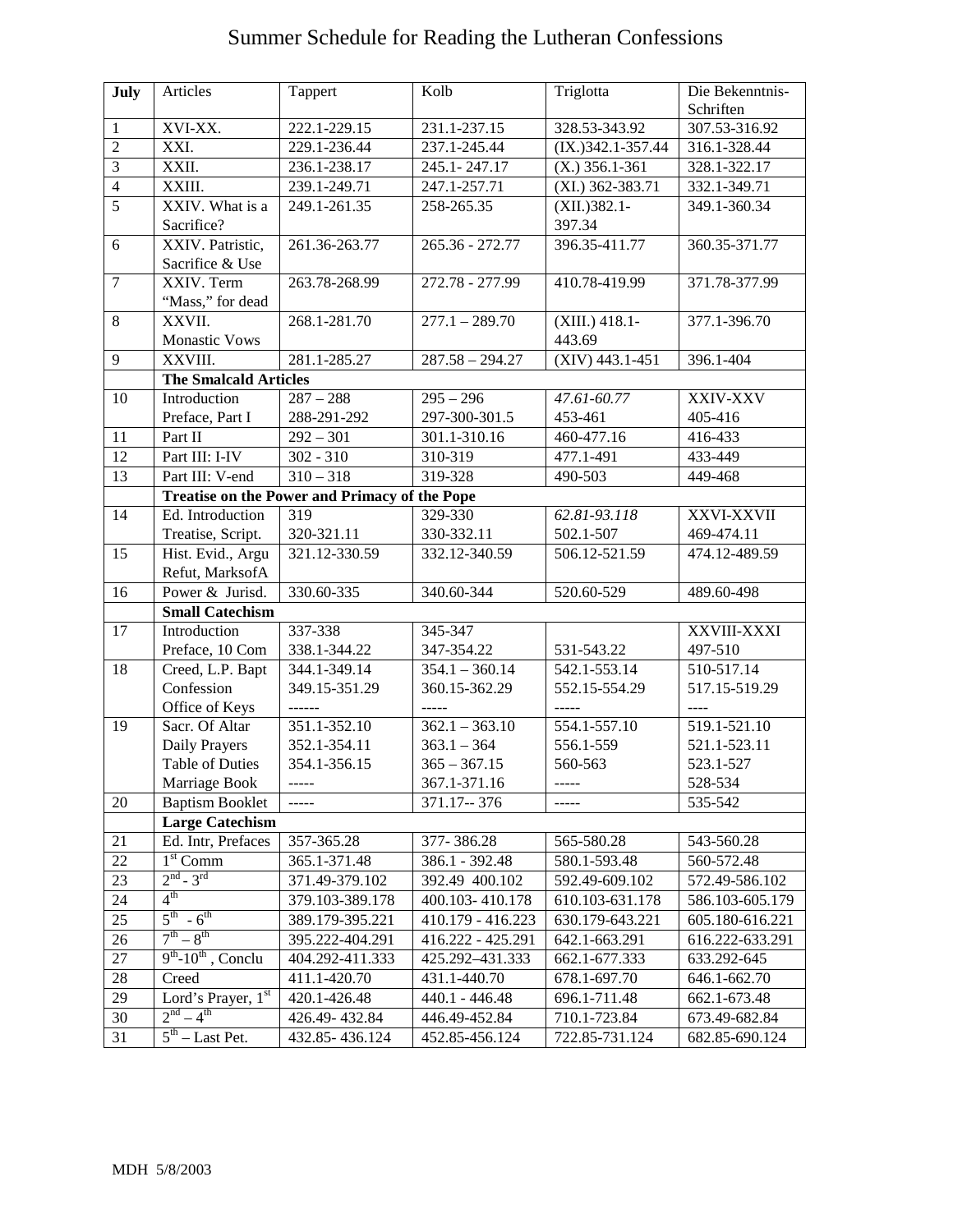# Summer Schedule for Reading the Lutheran Confessions

| July | Articles | Tappert | Kolb | Triglotta | Die Bekenntnis-Schriften |
|---|---|---|---|---|---|
| 1 | XVI-XX. | 222.1-229.15 | 231.1-237.15 | 328.53-343.92 | 307.53-316.92 |
| 2 | XXI. | 229.1-236.44 | 237.1-245.44 | (IX.)342.1-357.44 | 316.1-328.44 |
| 3 | XXII. | 236.1-238.17 | 245.1- 247.17 | (X.) 356.1-361 | 328.1-322.17 |
| 4 | XXIII. | 239.1-249.71 | 247.1-257.71 | (XI.) 362-383.71 | 332.1-349.71 |
| 5 | XXIV. What is a Sacrifice? | 249.1-261.35 | 258-265.35 | (XII.)382.1-397.34 | 349.1-360.34 |
| 6 | XXIV. Patristic, Sacrifice & Use | 261.36-263.77 | 265.36 - 272.77 | 396.35-411.77 | 360.35-371.77 |
| 7 | XXIV. Term "Mass," for dead | 263.78-268.99 | 272.78 - 277.99 | 410.78-419.99 | 371.78-377.99 |
| 8 | XXVII. Monastic Vows | 268.1-281.70 | 277.1 – 289.70 | (XIII.) 418.1-443.69 | 377.1-396.70 |
| 9 | XXVIII. | 281.1-285.27 | 287.58 – 294.27 | (XIV) 443.1-451 | 396.1-404 |
| | **The Smalcald Articles** | | | | |
| 10 | Introduction<br>Preface, Part I | 287 – 288<br>288-291-292 | 295 – 296<br>297-300-301.5 | *47.61-60.77*<br>453-461 | XXIV-XXV<br>405-416 |
| 11 | Part II | 292 – 301 | 301.1-310.16 | 460-477.16 | 416-433 |
| 12 | Part III: I-IV | 302 - 310 | 310-319 | 477.1-491 | 433-449 |
| 13 | Part III: V-end | 310 – 318 | 319-328 | 490-503 | 449-468 |
| | **Treatise on the Power and Primacy of the Pope** | | | | |
| 14 | Ed. Introduction<br>Treatise, Script. | 319<br>320-321.11 | 329-330<br>330-332.11 | *62.81-93.118*<br>502.1-507 | XXVI-XXVII<br>469-474.11 |
| 15 | Hist. Evid., Argu Refut, MarksofA | 321.12-330.59 | 332.12-340.59 | 506.12-521.59 | 474.12-489.59 |
| 16 | Power & Jurisd. | 330.60-335 | 340.60-344 | 520.60-529 | 489.60-498 |
| | **Small Catechism** | | | | |
| 17 | Introduction<br>Preface, 10 Com | 337-338<br>338.1-344.22 | 345-347<br>347-354.22 | <br>531-543.22 | XXVIII-XXXI<br>497-510 |
| 18 | Creed, L.P. Bapt<br>Confession<br>Office of Keys | 344.1-349.14<br>349.15-351.29<br>------ | 354.1 – 360.14<br>360.15-362.29<br>----- | 542.1-553.14<br>552.15-554.29<br>----- | 510-517.14<br>517.15-519.29<br>---- |
| 19 | Sacr. Of Altar<br>Daily Prayers<br>Table of Duties<br>Marriage Book | 351.1-352.10<br>352.1-354.11<br>354.1-356.15<br>----- | 362.1 – 363.10<br>363.1 – 364<br>365 – 367.15<br>367.1-371.16 | 554.1-557.10<br>556.1-559<br>560-563<br>----- | 519.1-521.10<br>521.1-523.11<br>523.1-527<br>528-534 |
| 20 | Baptism Booklet | ----- | 371.17-- 376 | ----- | 535-542 |
| | **Large Catechism** | | | | |
| 21 | Ed. Intr, Prefaces | 357-365.28 | 377- 386.28 | 565-580.28 | 543-560.28 |
| 22 | 1st Comm | 365.1-371.48 | 386.1 - 392.48 | 580.1-593.48 | 560-572.48 |
| 23 | 2nd - 3rd | 371.49-379.102 | 392.49 400.102 | 592.49-609.102 | 572.49-586.102 |
| 24 | 4th | 379.103-389.178 | 400.103- 410.178 | 610.103-631.178 | 586.103-605.179 |
| 25 | 5th - 6th | 389.179-395.221 | 410.179 - 416.223 | 630.179-643.221 | 605.180-616.221 |
| 26 | 7th – 8th | 395.222-404.291 | 416.222 - 425.291 | 642.1-663.291 | 616.222-633.291 |
| 27 | 9th-10th , Conclu | 404.292-411.333 | 425.292–431.333 | 662.1-677.333 | 633.292-645 |
| 28 | Creed | 411.1-420.70 | 431.1-440.70 | 678.1-697.70 | 646.1-662.70 |
| 29 | Lord's Prayer, 1st | 420.1-426.48 | 440.1 - 446.48 | 696.1-711.48 | 662.1-673.48 |
| 30 | 2nd – 4th | 426.49- 432.84 | 446.49-452.84 | 710.1-723.84 | 673.49-682.84 |
| 31 | 5th – Last Pet. | 432.85- 436.124 | 452.85-456.124 | 722.85-731.124 | 682.85-690.124 |

MDH 5/8/2003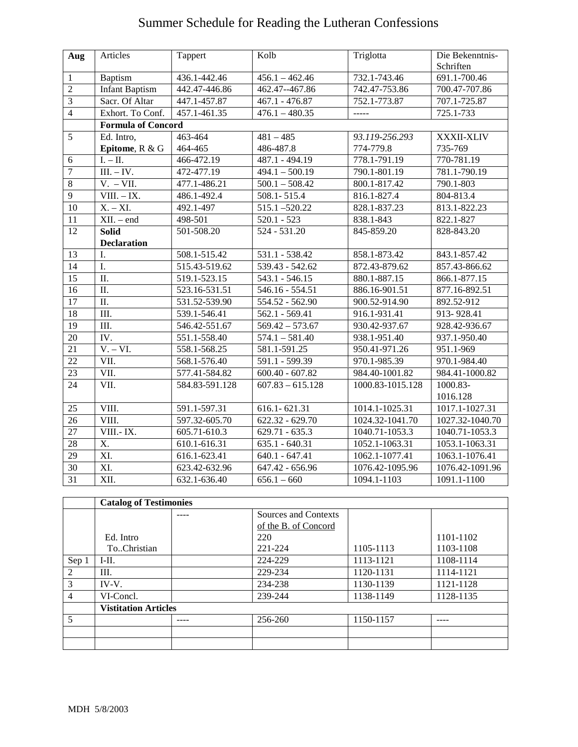# Summer Schedule for Reading the Lutheran Confessions

| Aug | Articles | Tappert | Kolb | Triglotta | Die Bekenntnis-Schriften |
|---|---|---|---|---|---|
| 1 | Baptism | 436.1-442.46 | 456.1 – 462.46 | 732.1-743.46 | 691.1-700.46 |
| 2 | Infant Baptism | 442.47-446.86 | 462.47--467.86 | 742.47-753.86 | 700.47-707.86 |
| 3 | Sacr. Of Altar | 447.1-457.87 | 467.1 - 476.87 | 752.1-773.87 | 707.1-725.87 |
| 4 | Exhort. To Conf. | 457.1-461.35 | 476.1 – 480.35 | ----- | 725.1-733 |
| | **Formula of Concord** | | | | |
| 5 | Ed. Intro,<br>**Epitome**, R & G | 463-464<br>464-465 | 481 – 485<br>486-487.8 | *93.119-256.293*<br>774-779.8 | XXXII-XLIV<br>735-769 |
| 6 | I. – II. | 466-472.19 | 487.1 - 494.19 | 778.1-791.19 | 770-781.19 |
| 7 | III. – IV. | 472-477.19 | 494.1 – 500.19 | 790.1-801.19 | 781.1-790.19 |
| 8 | V. – VII. | 477.1-486.21 | 500.1 – 508.42 | 800.1-817.42 | 790.1-803 |
| 9 | VIII. – IX. | 486.1-492.4 | 508.1- 515.4 | 816.1-827.4 | 804-813.4 |
| 10 | X. – XI. | 492.1-497 | 515.1 –520.22 | 828.1-837.23 | 813.1-822.23 |
| 11 | XII. – end | 498-501 | 520.1 - 523 | 838.1-843 | 822.1-827 |
| 12 | **Solid Declaration** | 501-508.20 | 524 - 531.20 | 845-859.20 | 828-843.20 |
| 13 | I. | 508.1-515.42 | 531.1 - 538.42 | 858.1-873.42 | 843.1-857.42 |
| 14 | I. | 515.43-519.62 | 539.43 - 542.62 | 872.43-879.62 | 857.43-866.62 |
| 15 | II. | 519.1-523.15 | 543.1 - 546.15 | 880.1-887.15 | 866.1-877.15 |
| 16 | II. | 523.16-531.51 | 546.16 - 554.51 | 886.16-901.51 | 877.16-892.51 |
| 17 | II. | 531.52-539.90 | 554.52 - 562.90 | 900.52-914.90 | 892.52-912 |
| 18 | III. | 539.1-546.41 | 562.1 - 569.41 | 916.1-931.41 | 913- 928.41 |
| 19 | III. | 546.42-551.67 | 569.42 – 573.67 | 930.42-937.67 | 928.42-936.67 |
| 20 | IV. | 551.1-558.40 | 574.1 – 581.40 | 938.1-951.40 | 937.1-950.40 |
| 21 | V. – VI. | 558.1-568.25 | 581.1-591.25 | 950.41-971.26 | 951.1-969 |
| 22 | VII. | 568.1-576.40 | 591.1 - 599.39 | 970.1-985.39 | 970.1-984.40 |
| 23 | VII. | 577.41-584.82 | 600.40 - 607.82 | 984.40-1001.82 | 984.41-1000.82 |
| 24 | VII. | 584.83-591.128 | 607.83 – 615.128 | 1000.83-1015.128 | 1000.83-1016.128 |
| 25 | VIII. | 591.1-597.31 | 616.1- 621.31 | 1014.1-1025.31 | 1017.1-1027.31 |
| 26 | VIII. | 597.32-605.70 | 622.32 - 629.70 | 1024.32-1041.70 | 1027.32-1040.70 |
| 27 | VIII.- IX. | 605.71-610.3 | 629.71 - 635.3 | 1040.71-1053.3 | 1040.71-1053.3 |
| 28 | X. | 610.1-616.31 | 635.1 - 640.31 | 1052.1-1063.31 | 1053.1-1063.31 |
| 29 | XI. | 616.1-623.41 | 640.1 - 647.41 | 1062.1-1077.41 | 1063.1-1076.41 |
| 30 | XI. | 623.42-632.96 | 647.42 - 656.96 | 1076.42-1095.96 | 1076.42-1091.96 |
| 31 | XII. | 632.1-636.40 | 656.1 – 660 | 1094.1-1103 | 1091.1-1100 |

| | | | | | |
|---|---|---|---|---|---|
| | **Catalog of Testimonies** | | | | |
| | Ed. Intro<br>To..Christian | ---- | Sources and Contexts of the B. of Concord<br>220<br>221-224 | <br>1105-1113 | 1101-1102<br>1103-1108 |
| Sep 1 | I-II. | | 224-229 | 1113-1121 | 1108-1114 |
| 2 | III. | | 229-234 | 1120-1131 | 1114-1121 |
| 3 | IV-V. | | 234-238 | 1130-1139 | 1121-1128 |
| 4 | VI-Concl. | | 239-244 | 1138-1149 | 1128-1135 |
| | **Vistitation Articles** | | | | |
| 5 | | ---- | 256-260 | 1150-1157 | ---- |
| | | | | | |
| | | | | | |

MDH 5/8/2003